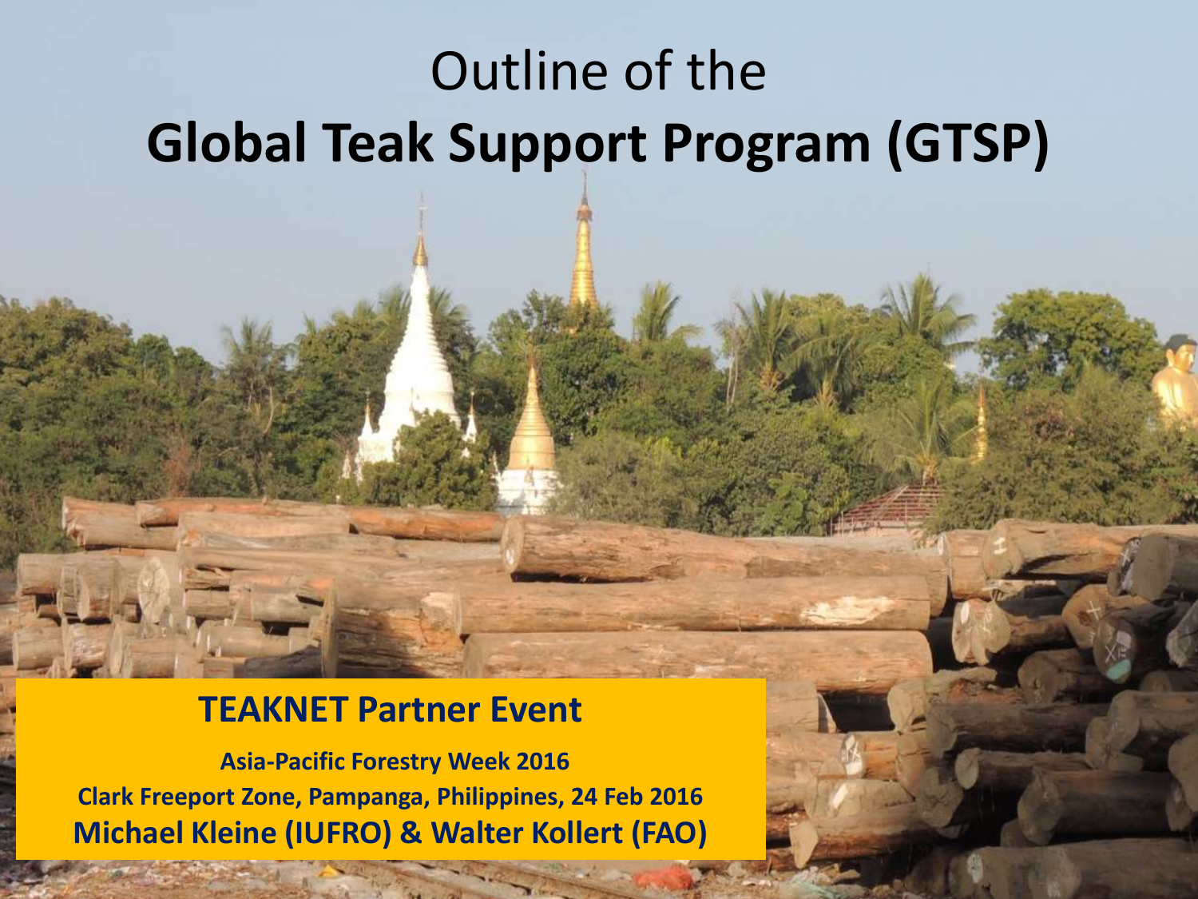# Outline of the **Global Teak Support Program (GTSP)**

## TEAKNET Partner Event

**Asia-Pacific Forestry Week 2016**

**Clark Freeport Zone, Pampanga, Philippines, 24 Feb 2016**

**Michael Kleine (IUFRO) & Walter Kollert (FAO)**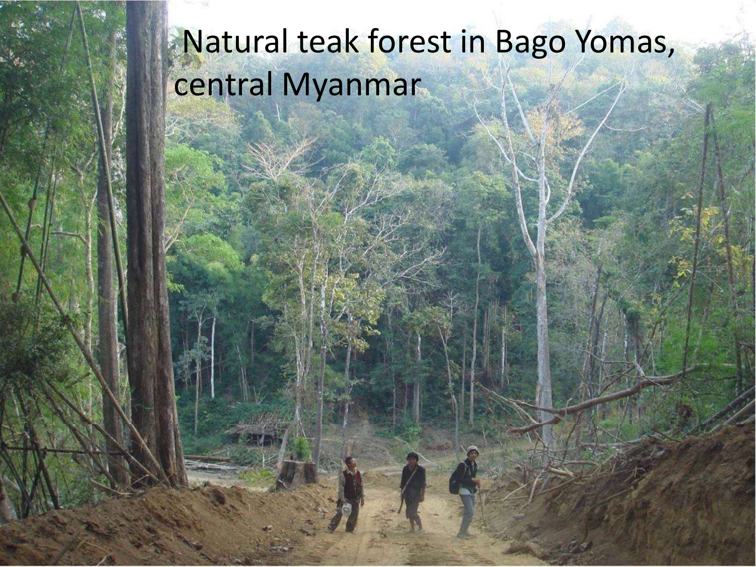Natural teak forest in Bago Yomas, central Myanmar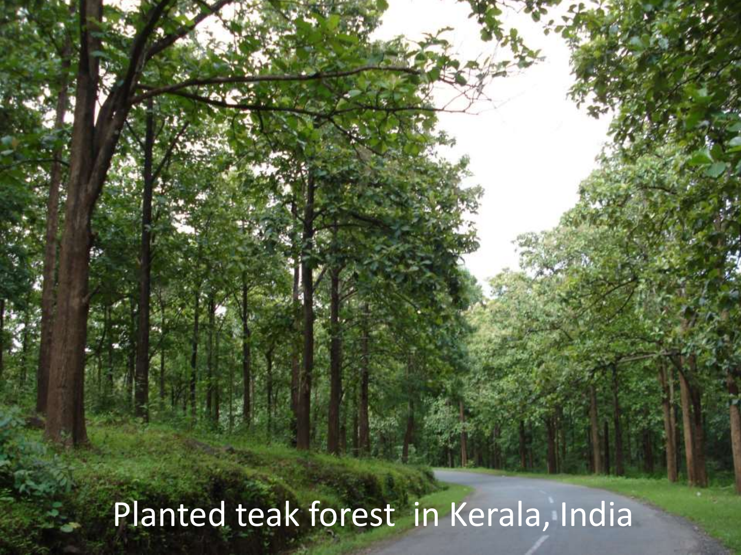Planted teak forest in Kerala, India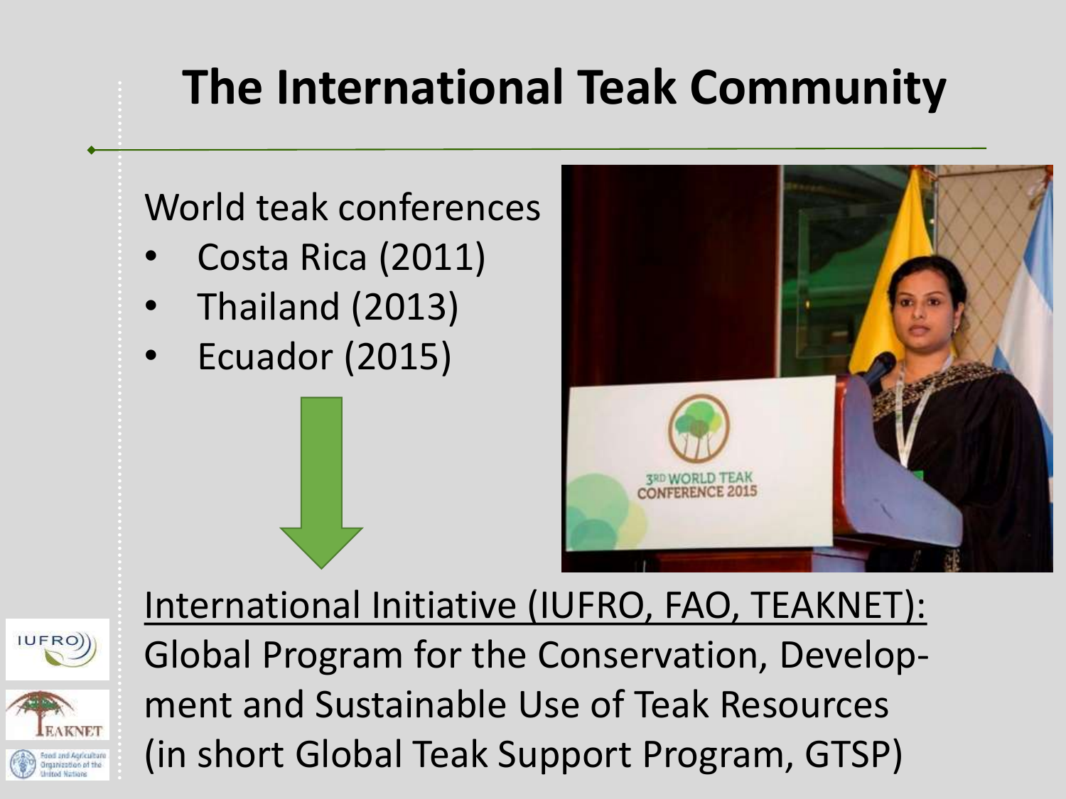# The International Teak Community

World teak conferences

- Costa Rica (2011)
- Thailand (2013)
- Ecuador (2015)

International Initiative (IUFRO, FAO, TEAKNET):

Global Program for the Conservation, Develop-ment and Sustainable Use of Teak Resources (in short Global Teak Support Program, GTSP)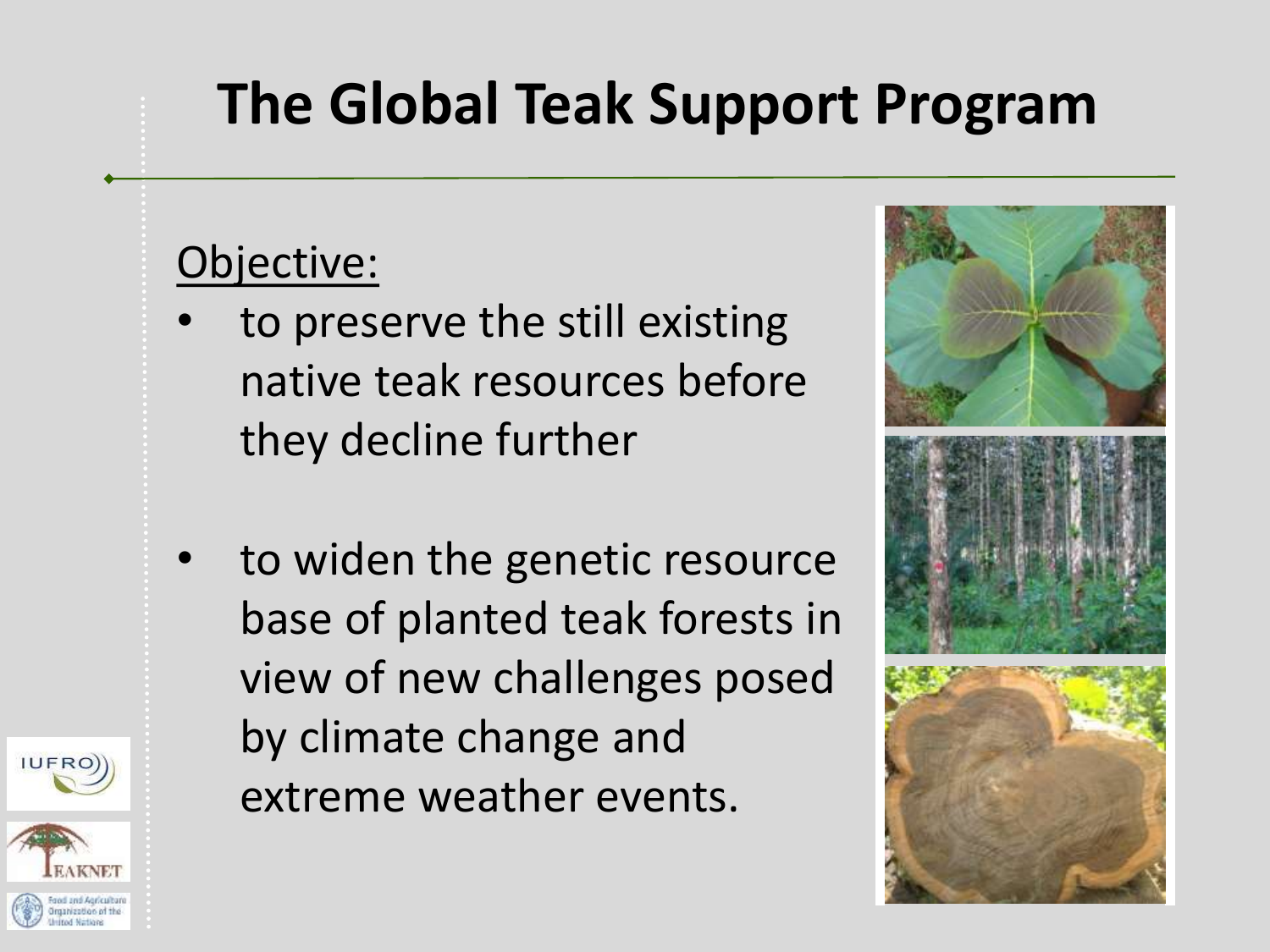# The Global Teak Support Program

Objective:

- to preserve the still existing native teak resources before they decline further
- to widen the genetic resource base of planted teak forests in view of new challenges posed by climate change and extreme weather events.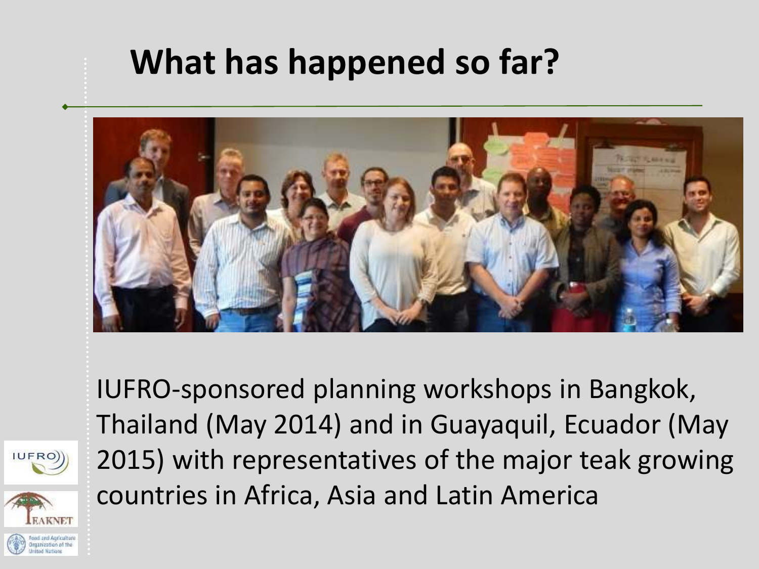# What has happened so far?

IUFRO-sponsored planning workshops in Bangkok, Thailand (May 2014) and in Guayaquil, Ecuador (May 2015) with representatives of the major teak growing countries in Africa, Asia and Latin America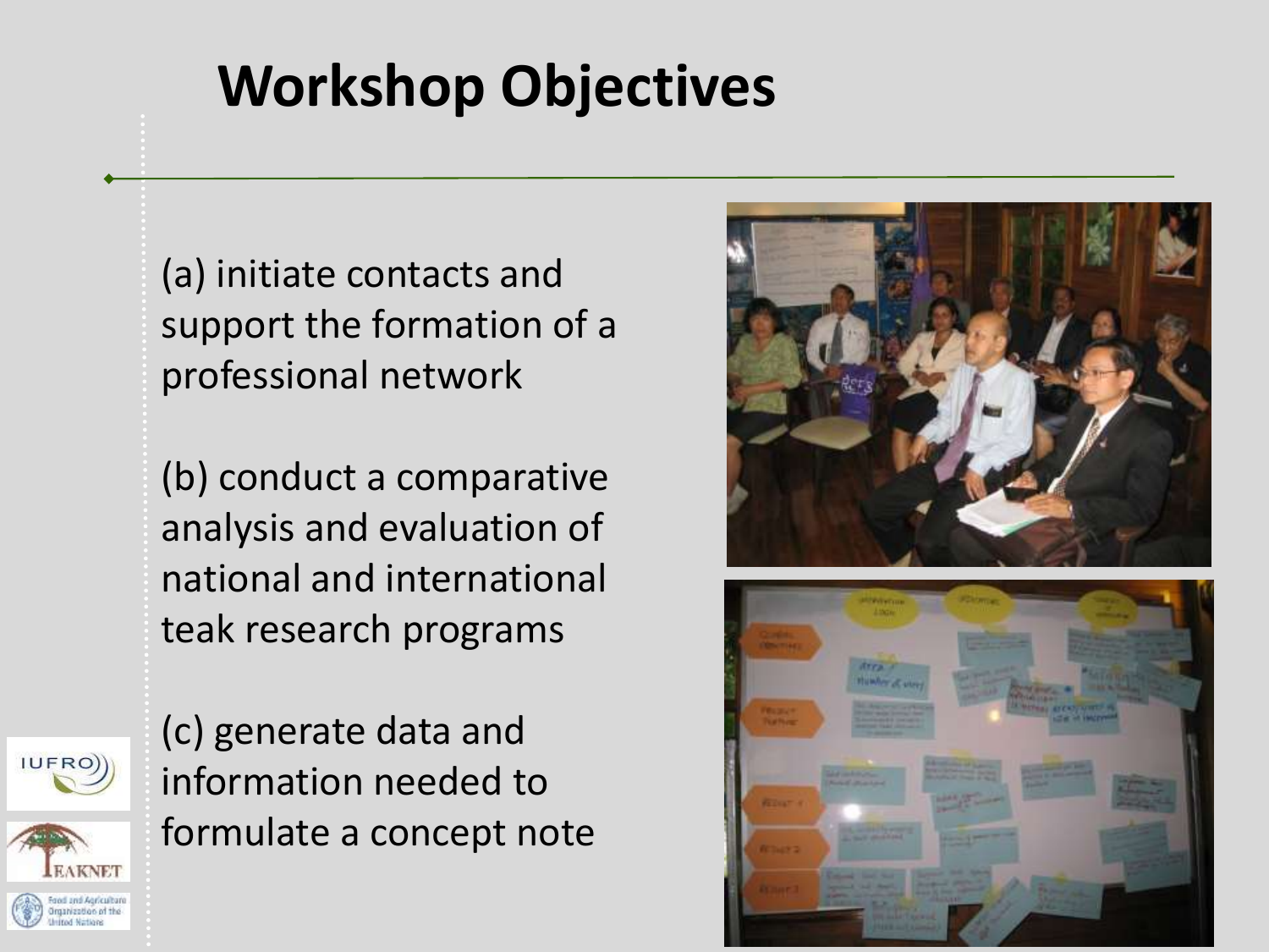# Workshop Objectives

(a) initiate contacts and support the formation of a professional network

(b) conduct a comparative analysis and evaluation of national and international teak research programs

(c) generate data and information needed to formulate a concept note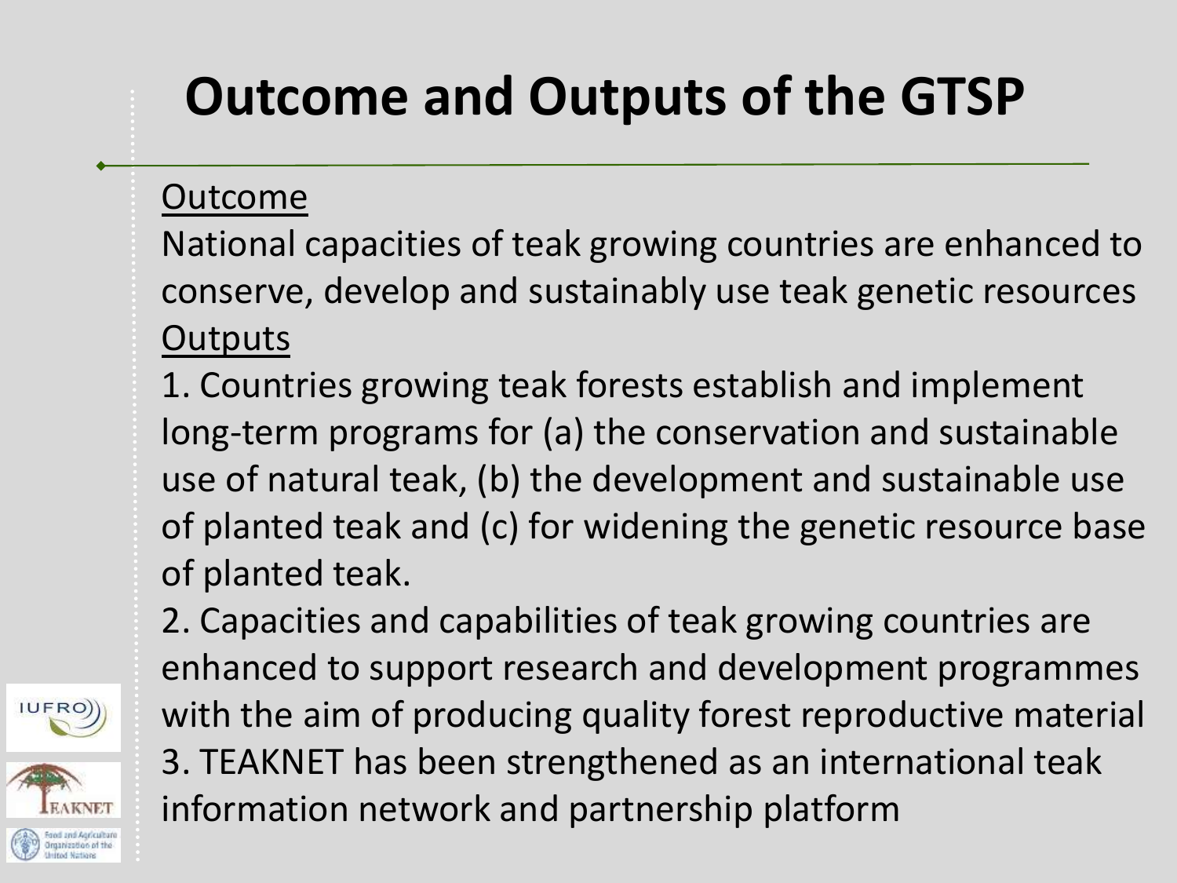# Outcome and Outputs of the GTSP

Outcome

National capacities of teak growing countries are enhanced to conserve, develop and sustainably use teak genetic resources

Outputs

1. Countries growing teak forests establish and implement long-term programs for (a) the conservation and sustainable use of natural teak, (b) the development and sustainable use of planted teak and (c) for widening the genetic resource base of planted teak.
2. Capacities and capabilities of teak growing countries are enhanced to support research and development programmes with the aim of producing quality forest reproductive material
3. TEAKNET has been strengthened as an international teak information network and partnership platform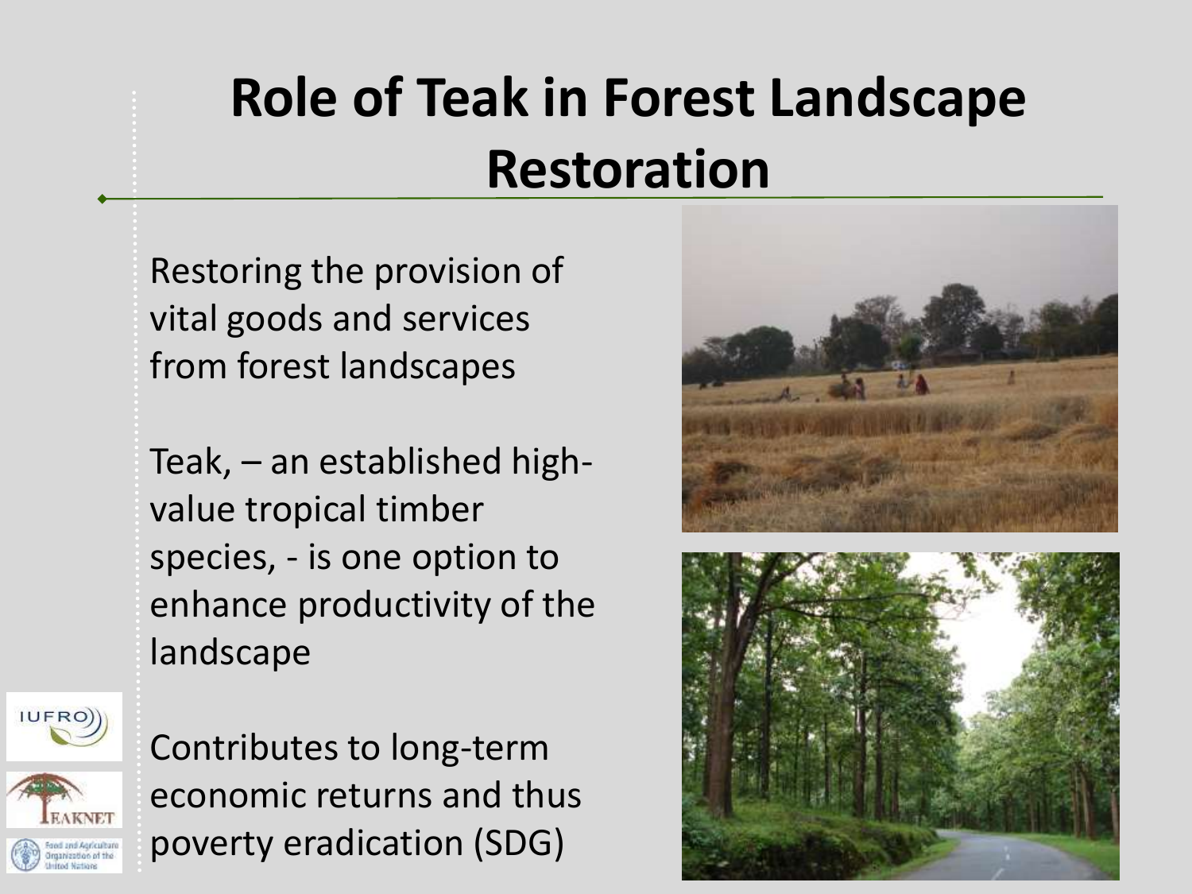# Role of Teak in Forest Landscape Restoration

Restoring the provision of vital goods and services from forest landscapes

Teak, – an established high-value tropical timber species, - is one option to enhance productivity of the landscape

Contributes to long-term economic returns and thus poverty eradication (SDG)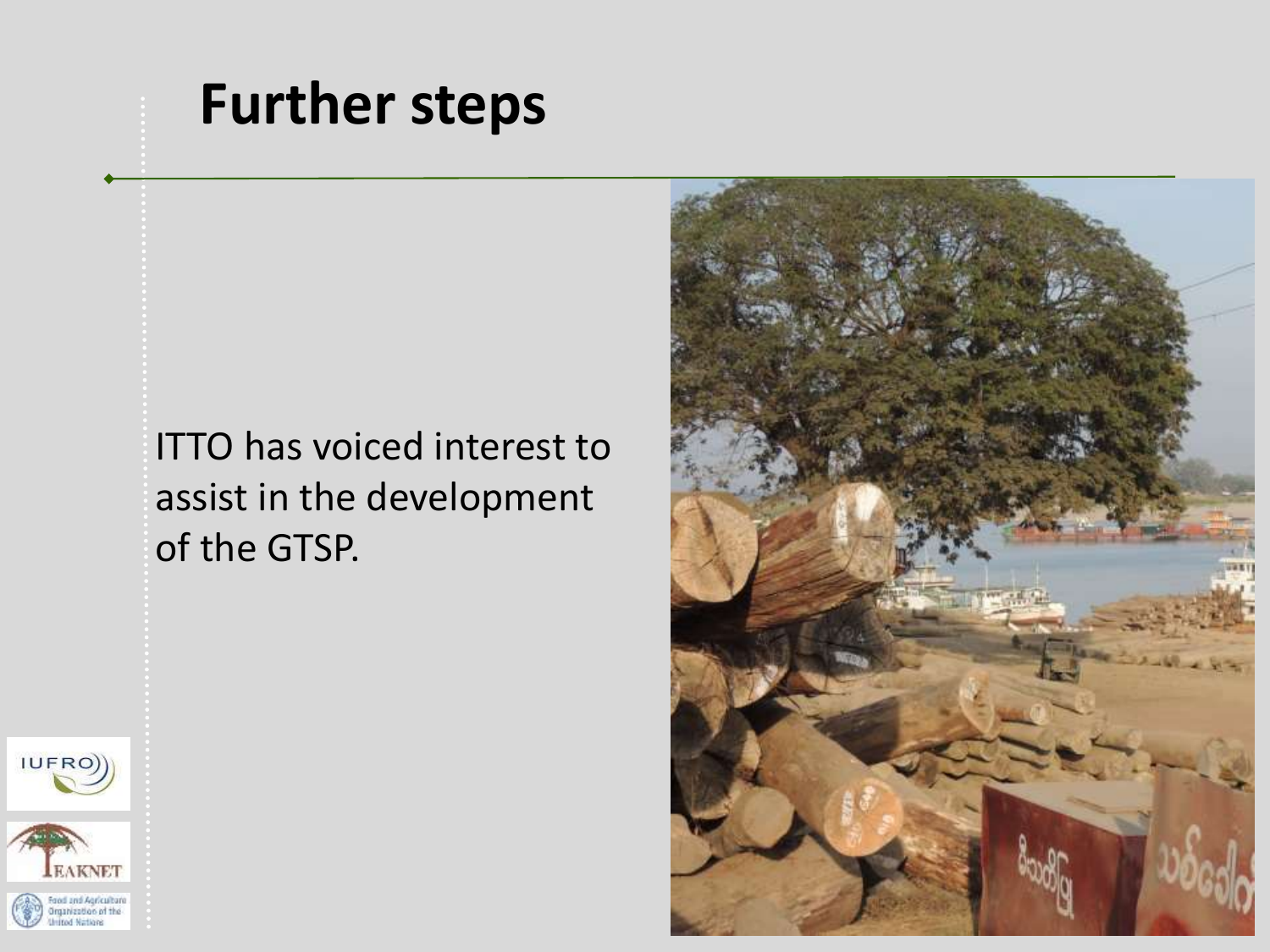# Further steps

ITTO has voiced interest to assist in the development of the GTSP.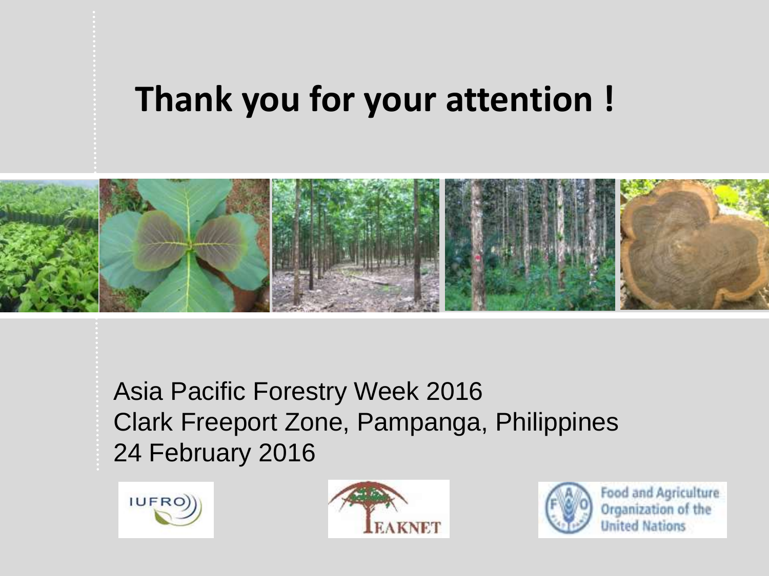# Thank you for your attention !

Asia Pacific Forestry Week 2016
Clark Freeport Zone, Pampanga, Philippines
24 February 2016